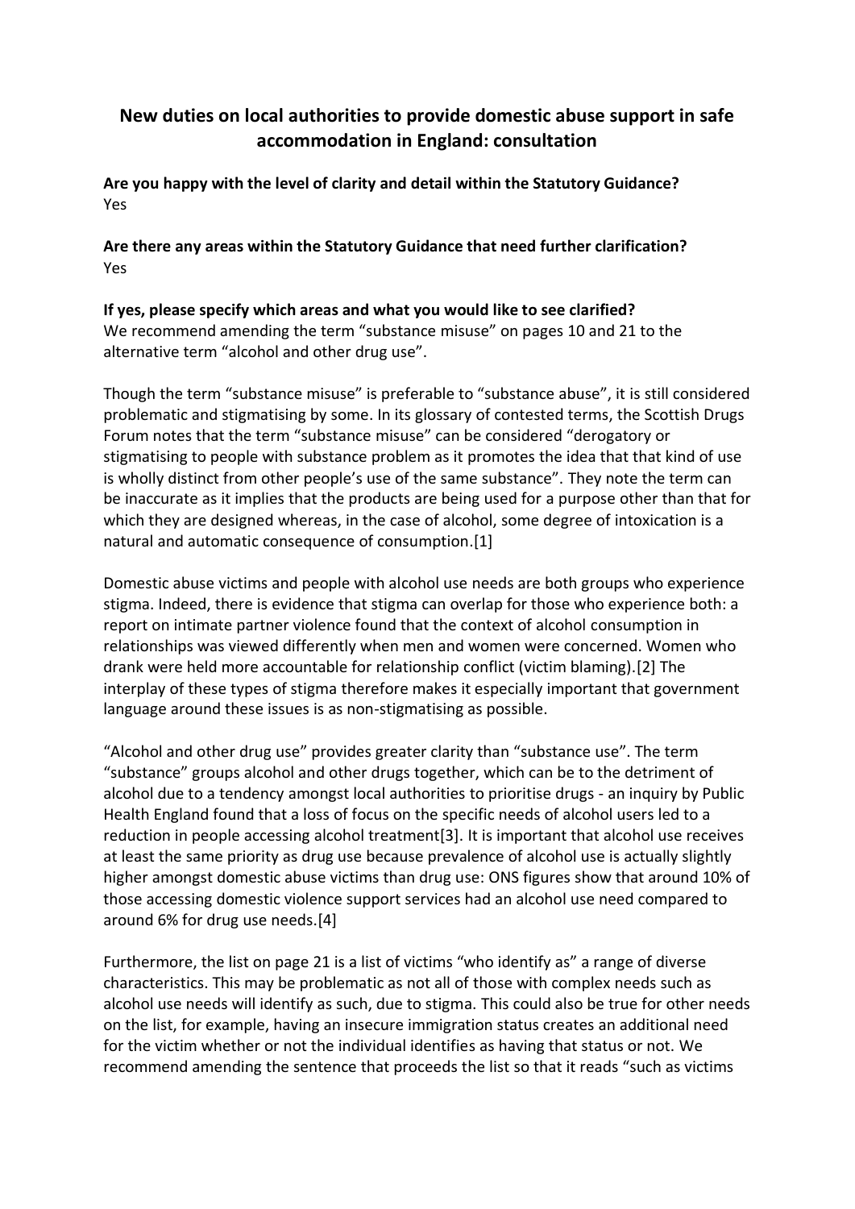# New duties on local authorities to provide domestic abuse support in safe accommodation in England: consultation

**Are you happy with the level of clarity and detail within the Statutory Guidance?**
Yes

**Are there any areas within the Statutory Guidance that need further clarification?**
Yes

**If yes, please specify which areas and what you would like to see clarified?**
We recommend amending the term "substance misuse" on pages 10 and 21 to the alternative term "alcohol and other drug use".

Though the term "substance misuse" is preferable to "substance abuse", it is still considered problematic and stigmatising by some. In its glossary of contested terms, the Scottish Drugs Forum notes that the term "substance misuse" can be considered "derogatory or stigmatising to people with substance problem as it promotes the idea that that kind of use is wholly distinct from other people's use of the same substance". They note the term can be inaccurate as it implies that the products are being used for a purpose other than that for which they are designed whereas, in the case of alcohol, some degree of intoxication is a natural and automatic consequence of consumption.[1]

Domestic abuse victims and people with alcohol use needs are both groups who experience stigma. Indeed, there is evidence that stigma can overlap for those who experience both: a report on intimate partner violence found that the context of alcohol consumption in relationships was viewed differently when men and women were concerned. Women who drank were held more accountable for relationship conflict (victim blaming).[2] The interplay of these types of stigma therefore makes it especially important that government language around these issues is as non-stigmatising as possible.

"Alcohol and other drug use" provides greater clarity than "substance use". The term "substance" groups alcohol and other drugs together, which can be to the detriment of alcohol due to a tendency amongst local authorities to prioritise drugs - an inquiry by Public Health England found that a loss of focus on the specific needs of alcohol users led to a reduction in people accessing alcohol treatment[3]. It is important that alcohol use receives at least the same priority as drug use because prevalence of alcohol use is actually slightly higher amongst domestic abuse victims than drug use: ONS figures show that around 10% of those accessing domestic violence support services had an alcohol use need compared to around 6% for drug use needs.[4]

Furthermore, the list on page 21 is a list of victims "who identify as" a range of diverse characteristics. This may be problematic as not all of those with complex needs such as alcohol use needs will identify as such, due to stigma. This could also be true for other needs on the list, for example, having an insecure immigration status creates an additional need for the victim whether or not the individual identifies as having that status or not. We recommend amending the sentence that proceeds the list so that it reads "such as victims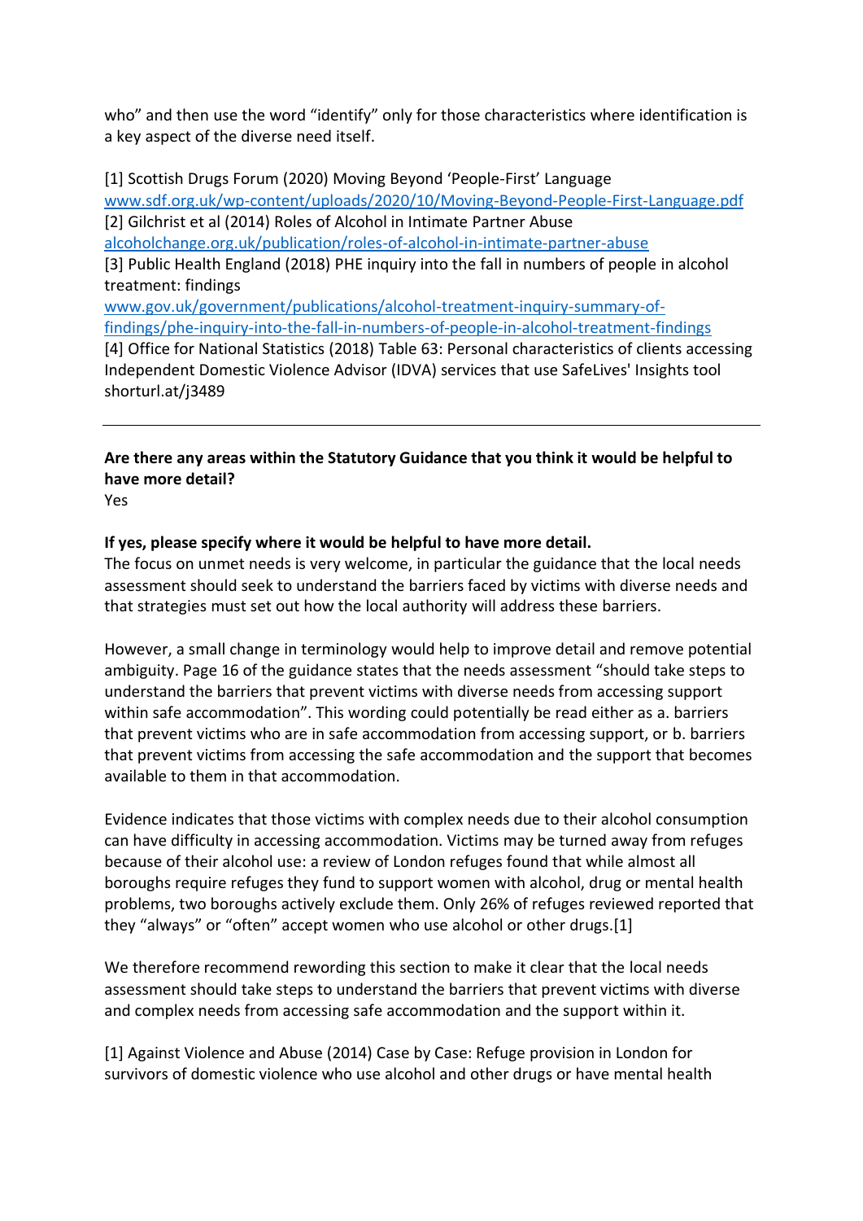who" and then use the word "identify" only for those characteristics where identification is a key aspect of the diverse need itself.

[1] Scottish Drugs Forum (2020) Moving Beyond 'People-First' Language
www.sdf.org.uk/wp-content/uploads/2020/10/Moving-Beyond-People-First-Language.pdf
[2] Gilchrist et al (2014) Roles of Alcohol in Intimate Partner Abuse
alcoholchange.org.uk/publication/roles-of-alcohol-in-intimate-partner-abuse
[3] Public Health England (2018) PHE inquiry into the fall in numbers of people in alcohol treatment: findings
www.gov.uk/government/publications/alcohol-treatment-inquiry-summary-of-findings/phe-inquiry-into-the-fall-in-numbers-of-people-in-alcohol-treatment-findings
[4] Office for National Statistics (2018) Table 63: Personal characteristics of clients accessing Independent Domestic Violence Advisor (IDVA) services that use SafeLives' Insights tool
shorturl.at/j3489

---

**Are there any areas within the Statutory Guidance that you think it would be helpful to have more detail?**
Yes

**If yes, please specify where it would be helpful to have more detail.**
The focus on unmet needs is very welcome, in particular the guidance that the local needs assessment should seek to understand the barriers faced by victims with diverse needs and that strategies must set out how the local authority will address these barriers.

However, a small change in terminology would help to improve detail and remove potential ambiguity. Page 16 of the guidance states that the needs assessment "should take steps to understand the barriers that prevent victims with diverse needs from accessing support within safe accommodation". This wording could potentially be read either as a. barriers that prevent victims who are in safe accommodation from accessing support, or b. barriers that prevent victims from accessing the safe accommodation and the support that becomes available to them in that accommodation.

Evidence indicates that those victims with complex needs due to their alcohol consumption can have difficulty in accessing accommodation. Victims may be turned away from refuges because of their alcohol use: a review of London refuges found that while almost all boroughs require refuges they fund to support women with alcohol, drug or mental health problems, two boroughs actively exclude them. Only 26% of refuges reviewed reported that they "always" or "often" accept women who use alcohol or other drugs.[1]

We therefore recommend rewording this section to make it clear that the local needs assessment should take steps to understand the barriers that prevent victims with diverse and complex needs from accessing safe accommodation and the support within it.

[1] Against Violence and Abuse (2014) Case by Case: Refuge provision in London for survivors of domestic violence who use alcohol and other drugs or have mental health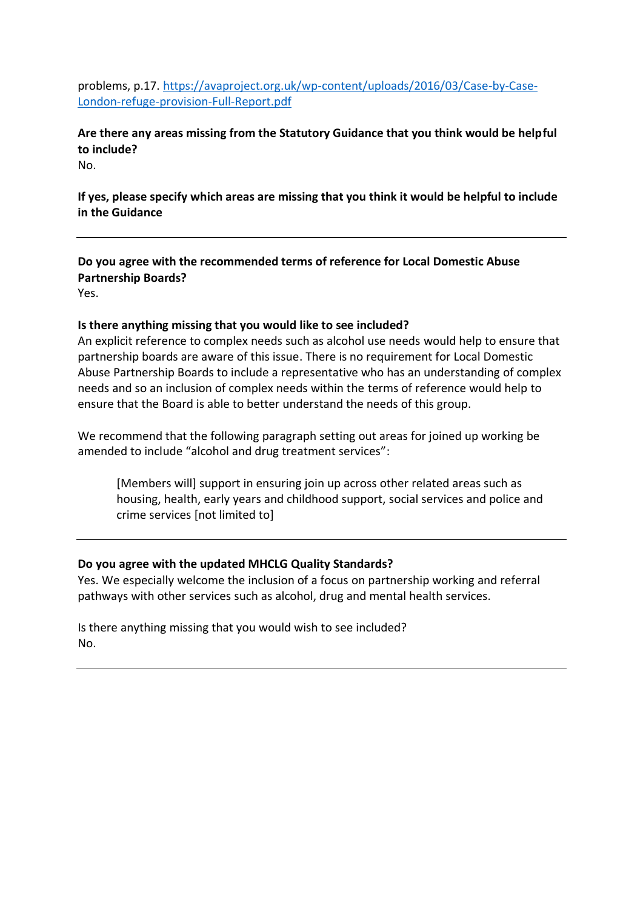problems, p.17. https://avaproject.org.uk/wp-content/uploads/2016/03/Case-by-Case-London-refuge-provision-Full-Report.pdf

**Are there any areas missing from the Statutory Guidance that you think would be helpful to include?**
No.

**If yes, please specify which areas are missing that you think it would be helpful to include in the Guidance**

---

**Do you agree with the recommended terms of reference for Local Domestic Abuse Partnership Boards?**
Yes.

**Is there anything missing that you would like to see included?**
An explicit reference to complex needs such as alcohol use needs would help to ensure that partnership boards are aware of this issue. There is no requirement for Local Domestic Abuse Partnership Boards to include a representative who has an understanding of complex needs and so an inclusion of complex needs within the terms of reference would help to ensure that the Board is able to better understand the needs of this group.

We recommend that the following paragraph setting out areas for joined up working be amended to include "alcohol and drug treatment services":

> [Members will] support in ensuring join up across other related areas such as housing, health, early years and childhood support, social services and police and crime services [not limited to]

---

**Do you agree with the updated MHCLG Quality Standards?**
Yes. We especially welcome the inclusion of a focus on partnership working and referral pathways with other services such as alcohol, drug and mental health services.

Is there anything missing that you would wish to see included?
No.

---